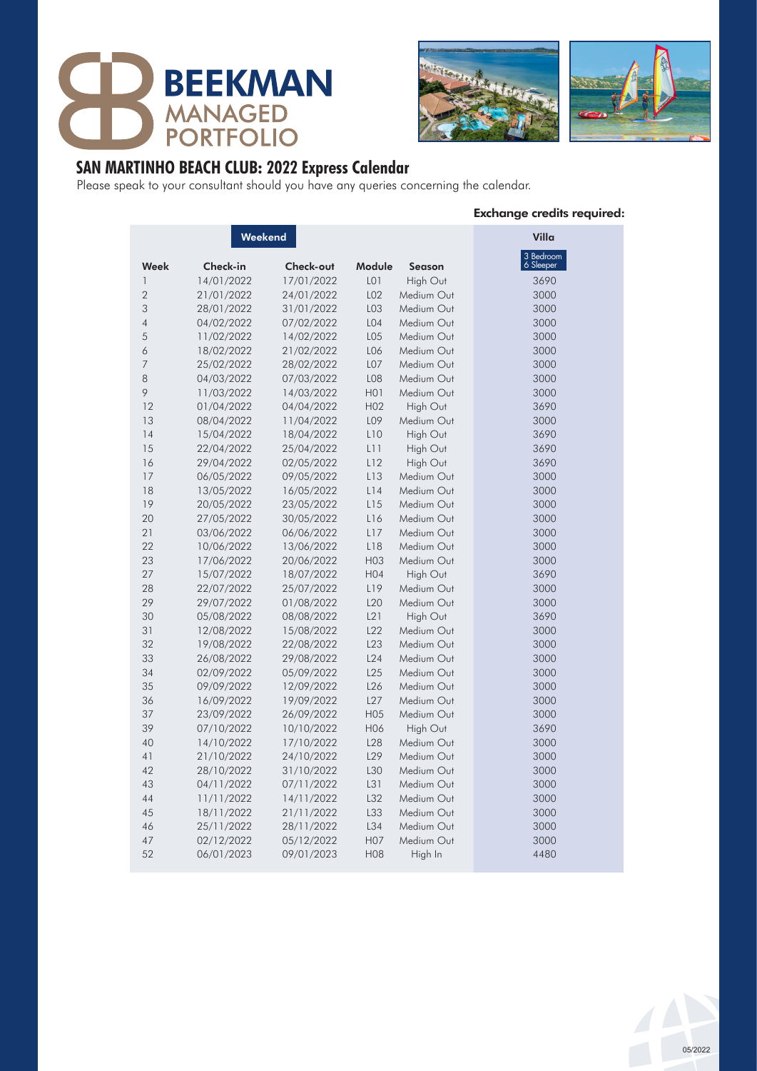BEEKMAN MANAGED PORTFOLIO

## SAN MARTINHO BEACH CLUB: 2022 Express Calendar

Please speak to your consultant should you have any queries concerning the calendar.

**Exchange credits required:**

| Weekend | | | | | Villa |
|---|---|---|---|---|---|
| Week | Check-in | Check-out | Module | Season | 3 Bedroom 6 Sleeper |
| 1 | 14/01/2022 | 17/01/2022 | L01 | High Out | 3690 |
| 2 | 21/01/2022 | 24/01/2022 | L02 | Medium Out | 3000 |
| 3 | 28/01/2022 | 31/01/2022 | L03 | Medium Out | 3000 |
| 4 | 04/02/2022 | 07/02/2022 | L04 | Medium Out | 3000 |
| 5 | 11/02/2022 | 14/02/2022 | L05 | Medium Out | 3000 |
| 6 | 18/02/2022 | 21/02/2022 | L06 | Medium Out | 3000 |
| 7 | 25/02/2022 | 28/02/2022 | L07 | Medium Out | 3000 |
| 8 | 04/03/2022 | 07/03/2022 | L08 | Medium Out | 3000 |
| 9 | 11/03/2022 | 14/03/2022 | H01 | Medium Out | 3000 |
| 12 | 01/04/2022 | 04/04/2022 | H02 | High Out | 3690 |
| 13 | 08/04/2022 | 11/04/2022 | L09 | Medium Out | 3000 |
| 14 | 15/04/2022 | 18/04/2022 | L10 | High Out | 3690 |
| 15 | 22/04/2022 | 25/04/2022 | L11 | High Out | 3690 |
| 16 | 29/04/2022 | 02/05/2022 | L12 | High Out | 3690 |
| 17 | 06/05/2022 | 09/05/2022 | L13 | Medium Out | 3000 |
| 18 | 13/05/2022 | 16/05/2022 | L14 | Medium Out | 3000 |
| 19 | 20/05/2022 | 23/05/2022 | L15 | Medium Out | 3000 |
| 20 | 27/05/2022 | 30/05/2022 | L16 | Medium Out | 3000 |
| 21 | 03/06/2022 | 06/06/2022 | L17 | Medium Out | 3000 |
| 22 | 10/06/2022 | 13/06/2022 | L18 | Medium Out | 3000 |
| 23 | 17/06/2022 | 20/06/2022 | H03 | Medium Out | 3000 |
| 27 | 15/07/2022 | 18/07/2022 | H04 | High Out | 3690 |
| 28 | 22/07/2022 | 25/07/2022 | L19 | Medium Out | 3000 |
| 29 | 29/07/2022 | 01/08/2022 | L20 | Medium Out | 3000 |
| 30 | 05/08/2022 | 08/08/2022 | L21 | High Out | 3690 |
| 31 | 12/08/2022 | 15/08/2022 | L22 | Medium Out | 3000 |
| 32 | 19/08/2022 | 22/08/2022 | L23 | Medium Out | 3000 |
| 33 | 26/08/2022 | 29/08/2022 | L24 | Medium Out | 3000 |
| 34 | 02/09/2022 | 05/09/2022 | L25 | Medium Out | 3000 |
| 35 | 09/09/2022 | 12/09/2022 | L26 | Medium Out | 3000 |
| 36 | 16/09/2022 | 19/09/2022 | L27 | Medium Out | 3000 |
| 37 | 23/09/2022 | 26/09/2022 | H05 | Medium Out | 3000 |
| 39 | 07/10/2022 | 10/10/2022 | H06 | High Out | 3690 |
| 40 | 14/10/2022 | 17/10/2022 | L28 | Medium Out | 3000 |
| 41 | 21/10/2022 | 24/10/2022 | L29 | Medium Out | 3000 |
| 42 | 28/10/2022 | 31/10/2022 | L30 | Medium Out | 3000 |
| 43 | 04/11/2022 | 07/11/2022 | L31 | Medium Out | 3000 |
| 44 | 11/11/2022 | 14/11/2022 | L32 | Medium Out | 3000 |
| 45 | 18/11/2022 | 21/11/2022 | L33 | Medium Out | 3000 |
| 46 | 25/11/2022 | 28/11/2022 | L34 | Medium Out | 3000 |
| 47 | 02/12/2022 | 05/12/2022 | H07 | Medium Out | 3000 |
| 52 | 06/01/2023 | 09/01/2023 | H08 | High In | 4480 |

05/2022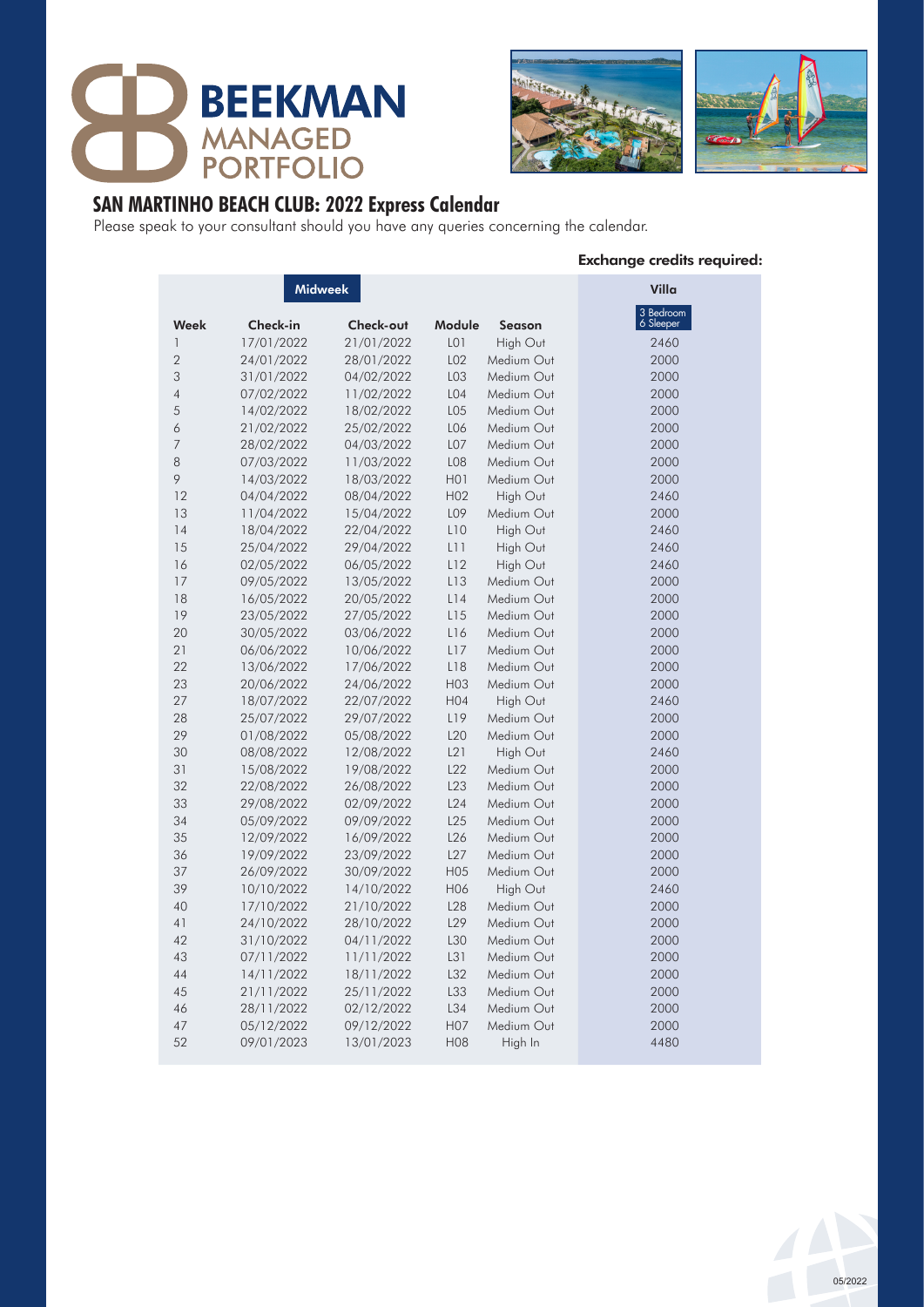BEEKMAN MANAGED PORTFOLIO

## SAN MARTINHO BEACH CLUB: 2022 Express Calendar

Please speak to your consultant should you have any queries concerning the calendar.

**Exchange credits required:**

| Midweek | | | | | Villa |
|---|---|---|---|---|---|
| **Week** | **Check-in** | **Check-out** | **Module** | **Season** | 3 Bedroom 6 Sleeper |
| 1 | 17/01/2022 | 21/01/2022 | L01 | High Out | 2460 |
| 2 | 24/01/2022 | 28/01/2022 | L02 | Medium Out | 2000 |
| 3 | 31/01/2022 | 04/02/2022 | L03 | Medium Out | 2000 |
| 4 | 07/02/2022 | 11/02/2022 | L04 | Medium Out | 2000 |
| 5 | 14/02/2022 | 18/02/2022 | L05 | Medium Out | 2000 |
| 6 | 21/02/2022 | 25/02/2022 | L06 | Medium Out | 2000 |
| 7 | 28/02/2022 | 04/03/2022 | L07 | Medium Out | 2000 |
| 8 | 07/03/2022 | 11/03/2022 | L08 | Medium Out | 2000 |
| 9 | 14/03/2022 | 18/03/2022 | H01 | Medium Out | 2000 |
| 12 | 04/04/2022 | 08/04/2022 | H02 | High Out | 2460 |
| 13 | 11/04/2022 | 15/04/2022 | L09 | Medium Out | 2000 |
| 14 | 18/04/2022 | 22/04/2022 | L10 | High Out | 2460 |
| 15 | 25/04/2022 | 29/04/2022 | L11 | High Out | 2460 |
| 16 | 02/05/2022 | 06/05/2022 | L12 | High Out | 2460 |
| 17 | 09/05/2022 | 13/05/2022 | L13 | Medium Out | 2000 |
| 18 | 16/05/2022 | 20/05/2022 | L14 | Medium Out | 2000 |
| 19 | 23/05/2022 | 27/05/2022 | L15 | Medium Out | 2000 |
| 20 | 30/05/2022 | 03/06/2022 | L16 | Medium Out | 2000 |
| 21 | 06/06/2022 | 10/06/2022 | L17 | Medium Out | 2000 |
| 22 | 13/06/2022 | 17/06/2022 | L18 | Medium Out | 2000 |
| 23 | 20/06/2022 | 24/06/2022 | H03 | Medium Out | 2000 |
| 27 | 18/07/2022 | 22/07/2022 | H04 | High Out | 2460 |
| 28 | 25/07/2022 | 29/07/2022 | L19 | Medium Out | 2000 |
| 29 | 01/08/2022 | 05/08/2022 | L20 | Medium Out | 2000 |
| 30 | 08/08/2022 | 12/08/2022 | L21 | High Out | 2460 |
| 31 | 15/08/2022 | 19/08/2022 | L22 | Medium Out | 2000 |
| 32 | 22/08/2022 | 26/08/2022 | L23 | Medium Out | 2000 |
| 33 | 29/08/2022 | 02/09/2022 | L24 | Medium Out | 2000 |
| 34 | 05/09/2022 | 09/09/2022 | L25 | Medium Out | 2000 |
| 35 | 12/09/2022 | 16/09/2022 | L26 | Medium Out | 2000 |
| 36 | 19/09/2022 | 23/09/2022 | L27 | Medium Out | 2000 |
| 37 | 26/09/2022 | 30/09/2022 | H05 | Medium Out | 2000 |
| 39 | 10/10/2022 | 14/10/2022 | H06 | High Out | 2460 |
| 40 | 17/10/2022 | 21/10/2022 | L28 | Medium Out | 2000 |
| 41 | 24/10/2022 | 28/10/2022 | L29 | Medium Out | 2000 |
| 42 | 31/10/2022 | 04/11/2022 | L30 | Medium Out | 2000 |
| 43 | 07/11/2022 | 11/11/2022 | L31 | Medium Out | 2000 |
| 44 | 14/11/2022 | 18/11/2022 | L32 | Medium Out | 2000 |
| 45 | 21/11/2022 | 25/11/2022 | L33 | Medium Out | 2000 |
| 46 | 28/11/2022 | 02/12/2022 | L34 | Medium Out | 2000 |
| 47 | 05/12/2022 | 09/12/2022 | H07 | Medium Out | 2000 |
| 52 | 09/01/2023 | 13/01/2023 | H08 | High In | 4480 |

05/2022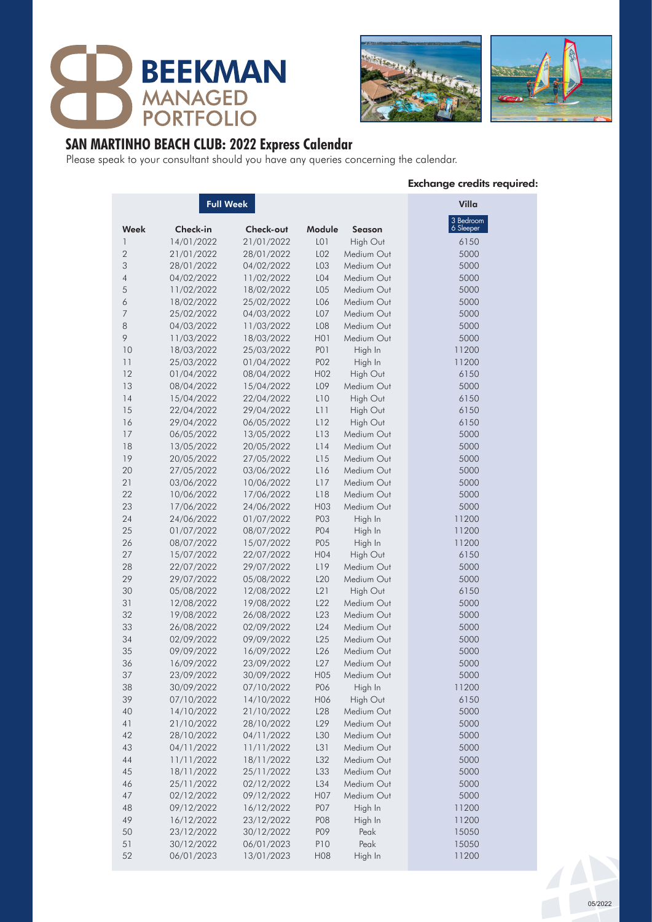BEEKMAN MANAGED PORTFOLIO

## SAN MARTINHO BEACH CLUB: 2022 Express Calendar

Please speak to your consultant should you have any queries concerning the calendar.

**Exchange credits required:**

| Full Week | | | | | Villa |
|---|---|---|---|---|---|
| **Week** | **Check-in** | **Check-out** | **Module** | **Season** | 3 Bedroom 6 Sleeper |
| 1 | 14/01/2022 | 21/01/2022 | L01 | High Out | 6150 |
| 2 | 21/01/2022 | 28/01/2022 | L02 | Medium Out | 5000 |
| 3 | 28/01/2022 | 04/02/2022 | L03 | Medium Out | 5000 |
| 4 | 04/02/2022 | 11/02/2022 | L04 | Medium Out | 5000 |
| 5 | 11/02/2022 | 18/02/2022 | L05 | Medium Out | 5000 |
| 6 | 18/02/2022 | 25/02/2022 | L06 | Medium Out | 5000 |
| 7 | 25/02/2022 | 04/03/2022 | L07 | Medium Out | 5000 |
| 8 | 04/03/2022 | 11/03/2022 | L08 | Medium Out | 5000 |
| 9 | 11/03/2022 | 18/03/2022 | H01 | Medium Out | 5000 |
| 10 | 18/03/2022 | 25/03/2022 | P01 | High In | 11200 |
| 11 | 25/03/2022 | 01/04/2022 | P02 | High In | 11200 |
| 12 | 01/04/2022 | 08/04/2022 | H02 | High Out | 6150 |
| 13 | 08/04/2022 | 15/04/2022 | L09 | Medium Out | 5000 |
| 14 | 15/04/2022 | 22/04/2022 | L10 | High Out | 6150 |
| 15 | 22/04/2022 | 29/04/2022 | L11 | High Out | 6150 |
| 16 | 29/04/2022 | 06/05/2022 | L12 | High Out | 6150 |
| 17 | 06/05/2022 | 13/05/2022 | L13 | Medium Out | 5000 |
| 18 | 13/05/2022 | 20/05/2022 | L14 | Medium Out | 5000 |
| 19 | 20/05/2022 | 27/05/2022 | L15 | Medium Out | 5000 |
| 20 | 27/05/2022 | 03/06/2022 | L16 | Medium Out | 5000 |
| 21 | 03/06/2022 | 10/06/2022 | L17 | Medium Out | 5000 |
| 22 | 10/06/2022 | 17/06/2022 | L18 | Medium Out | 5000 |
| 23 | 17/06/2022 | 24/06/2022 | H03 | Medium Out | 5000 |
| 24 | 24/06/2022 | 01/07/2022 | P03 | High In | 11200 |
| 25 | 01/07/2022 | 08/07/2022 | P04 | High In | 11200 |
| 26 | 08/07/2022 | 15/07/2022 | P05 | High In | 11200 |
| 27 | 15/07/2022 | 22/07/2022 | H04 | High Out | 6150 |
| 28 | 22/07/2022 | 29/07/2022 | L19 | Medium Out | 5000 |
| 29 | 29/07/2022 | 05/08/2022 | L20 | Medium Out | 5000 |
| 30 | 05/08/2022 | 12/08/2022 | L21 | High Out | 6150 |
| 31 | 12/08/2022 | 19/08/2022 | L22 | Medium Out | 5000 |
| 32 | 19/08/2022 | 26/08/2022 | L23 | Medium Out | 5000 |
| 33 | 26/08/2022 | 02/09/2022 | L24 | Medium Out | 5000 |
| 34 | 02/09/2022 | 09/09/2022 | L25 | Medium Out | 5000 |
| 35 | 09/09/2022 | 16/09/2022 | L26 | Medium Out | 5000 |
| 36 | 16/09/2022 | 23/09/2022 | L27 | Medium Out | 5000 |
| 37 | 23/09/2022 | 30/09/2022 | H05 | Medium Out | 5000 |
| 38 | 30/09/2022 | 07/10/2022 | P06 | High In | 11200 |
| 39 | 07/10/2022 | 14/10/2022 | H06 | High Out | 6150 |
| 40 | 14/10/2022 | 21/10/2022 | L28 | Medium Out | 5000 |
| 41 | 21/10/2022 | 28/10/2022 | L29 | Medium Out | 5000 |
| 42 | 28/10/2022 | 04/11/2022 | L30 | Medium Out | 5000 |
| 43 | 04/11/2022 | 11/11/2022 | L31 | Medium Out | 5000 |
| 44 | 11/11/2022 | 18/11/2022 | L32 | Medium Out | 5000 |
| 45 | 18/11/2022 | 25/11/2022 | L33 | Medium Out | 5000 |
| 46 | 25/11/2022 | 02/12/2022 | L34 | Medium Out | 5000 |
| 47 | 02/12/2022 | 09/12/2022 | H07 | Medium Out | 5000 |
| 48 | 09/12/2022 | 16/12/2022 | P07 | High In | 11200 |
| 49 | 16/12/2022 | 23/12/2022 | P08 | High In | 11200 |
| 50 | 23/12/2022 | 30/12/2022 | P09 | Peak | 15050 |
| 51 | 30/12/2022 | 06/01/2023 | P10 | Peak | 15050 |
| 52 | 06/01/2023 | 13/01/2023 | H08 | High In | 11200 |

05/2022